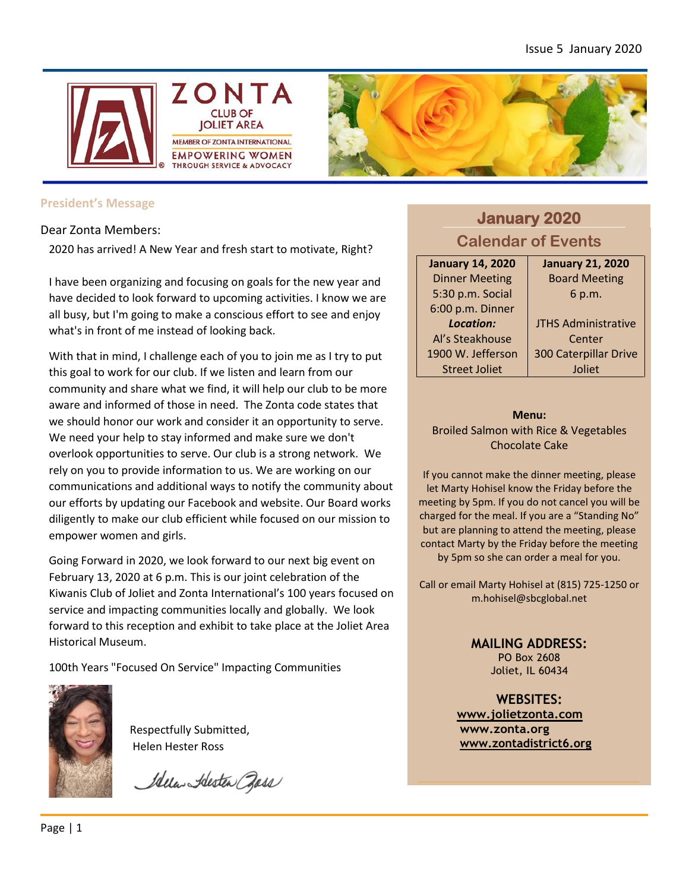Issue 5 January 2020

# ZONTA CLUB OF JOLIET AREA

MEMBER OF ZONTA INTERNATIONAL

EMPOWERING WOMEN THROUGH SERVICE & ADVOCACY

## President's Message

Dear Zonta Members:

2020 has arrived! A New Year and fresh start to motivate, Right?

I have been organizing and focusing on goals for the new year and have decided to look forward to upcoming activities. I know we are all busy, but I'm going to make a conscious effort to see and enjoy what's in front of me instead of looking back.

With that in mind, I challenge each of you to join me as I try to put this goal to work for our club. If we listen and learn from our community and share what we find, it will help our club to be more aware and informed of those in need. The Zonta code states that we should honor our work and consider it an opportunity to serve. We need your help to stay informed and make sure we don't overlook opportunities to serve. Our club is a strong network. We rely on you to provide information to us. We are working on our communications and additional ways to notify the community about our efforts by updating our Facebook and website. Our Board works diligently to make our club efficient while focused on our mission to empower women and girls.

Going Forward in 2020, we look forward to our next big event on February 13, 2020 at 6 p.m. This is our joint celebration of the Kiwanis Club of Joliet and Zonta International's 100 years focused on service and impacting communities locally and globally. We look forward to this reception and exhibit to take place at the Joliet Area Historical Museum.

100th Years "Focused On Service" Impacting Communities

Respectfully Submitted,
Helen Hester Ross

## January 2020 Calendar of Events

| **January 14, 2020** | **January 21, 2020** |
|---|---|
| Dinner Meeting<br>5:30 p.m. Social<br>6:00 p.m. Dinner<br>***Location:***<br>Al's Steakhouse<br>1900 W. Jefferson Street Joliet | Board Meeting<br>6 p.m.<br><br>JTHS Administrative Center<br>300 Caterpillar Drive Joliet |

**Menu:**
Broiled Salmon with Rice & Vegetables
Chocolate Cake

If you cannot make the dinner meeting, please let Marty Hohisel know the Friday before the meeting by 5pm. If you do not cancel you will be charged for the meal. If you are a "Standing No" but are planning to attend the meeting, please contact Marty by the Friday before the meeting by 5pm so she can order a meal for you.

Call or email Marty Hohisel at (815) 725-1250 or m.hohisel@sbcglobal.net

**MAILING ADDRESS:**
PO Box 2608
Joliet, IL 60434

**WEBSITES:**
www.jolietzonta.com
www.zonta.org
www.zontadistrict6.org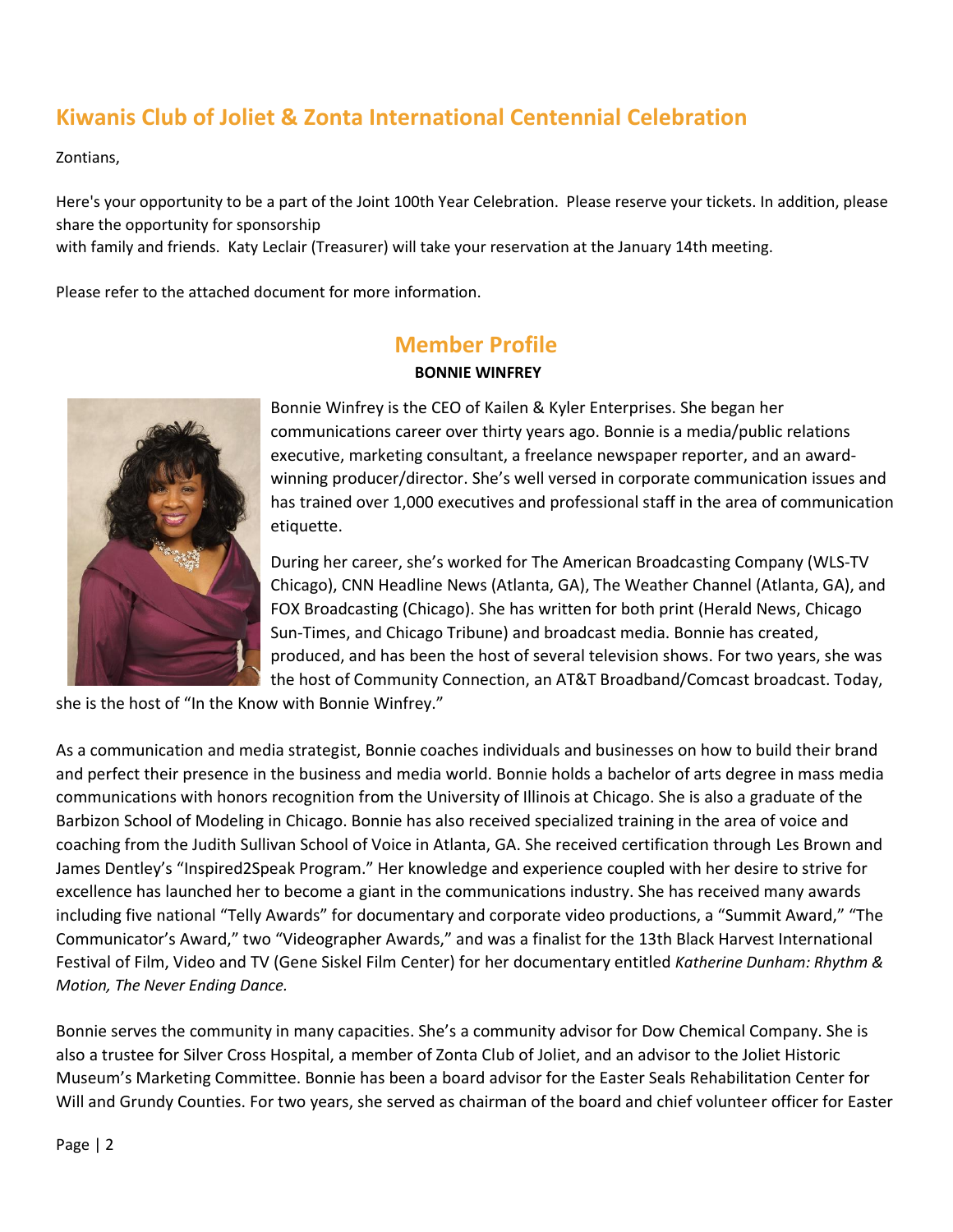## Kiwanis Club of Joliet & Zonta International Centennial Celebration

Zontians,

Here's your opportunity to be a part of the Joint 100th Year Celebration. Please reserve your tickets. In addition, please share the opportunity for sponsorship
with family and friends. Katy Leclair (Treasurer) will take your reservation at the January 14th meeting.

Please refer to the attached document for more information.

## Member Profile

**BONNIE WINFREY**

Bonnie Winfrey is the CEO of Kailen & Kyler Enterprises. She began her communications career over thirty years ago. Bonnie is a media/public relations executive, marketing consultant, a freelance newspaper reporter, and an award-winning producer/director. She's well versed in corporate communication issues and has trained over 1,000 executives and professional staff in the area of communication etiquette.

During her career, she's worked for The American Broadcasting Company (WLS-TV Chicago), CNN Headline News (Atlanta, GA), The Weather Channel (Atlanta, GA), and FOX Broadcasting (Chicago). She has written for both print (Herald News, Chicago Sun-Times, and Chicago Tribune) and broadcast media. Bonnie has created, produced, and has been the host of several television shows. For two years, she was the host of Community Connection, an AT&T Broadband/Comcast broadcast. Today, she is the host of "In the Know with Bonnie Winfrey."

As a communication and media strategist, Bonnie coaches individuals and businesses on how to build their brand and perfect their presence in the business and media world. Bonnie holds a bachelor of arts degree in mass media communications with honors recognition from the University of Illinois at Chicago. She is also a graduate of the Barbizon School of Modeling in Chicago. Bonnie has also received specialized training in the area of voice and coaching from the Judith Sullivan School of Voice in Atlanta, GA. She received certification through Les Brown and James Dentley's "Inspired2Speak Program." Her knowledge and experience coupled with her desire to strive for excellence has launched her to become a giant in the communications industry. She has received many awards including five national "Telly Awards" for documentary and corporate video productions, a "Summit Award," "The Communicator's Award," two "Videographer Awards," and was a finalist for the 13th Black Harvest International Festival of Film, Video and TV (Gene Siskel Film Center) for her documentary entitled *Katherine Dunham: Rhythm & Motion, The Never Ending Dance.*

Bonnie serves the community in many capacities. She's a community advisor for Dow Chemical Company. She is also a trustee for Silver Cross Hospital, a member of Zonta Club of Joliet, and an advisor to the Joliet Historic Museum's Marketing Committee. Bonnie has been a board advisor for the Easter Seals Rehabilitation Center for Will and Grundy Counties. For two years, she served as chairman of the board and chief volunteer officer for Easter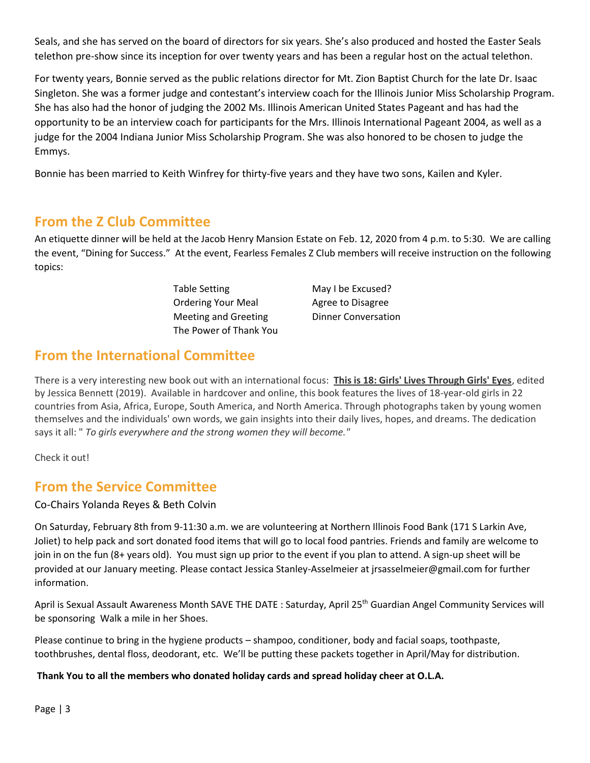Seals, and she has served on the board of directors for six years. She's also produced and hosted the Easter Seals telethon pre-show since its inception for over twenty years and has been a regular host on the actual telethon.

For twenty years, Bonnie served as the public relations director for Mt. Zion Baptist Church for the late Dr. Isaac Singleton. She was a former judge and contestant's interview coach for the Illinois Junior Miss Scholarship Program. She has also had the honor of judging the 2002 Ms. Illinois American United States Pageant and has had the opportunity to be an interview coach for participants for the Mrs. Illinois International Pageant 2004, as well as a judge for the 2004 Indiana Junior Miss Scholarship Program. She was also honored to be chosen to judge the Emmys.

Bonnie has been married to Keith Winfrey for thirty-five years and they have two sons, Kailen and Kyler.

## From the Z Club Committee

An etiquette dinner will be held at the Jacob Henry Mansion Estate on Feb. 12, 2020 from 4 p.m. to 5:30. We are calling the event, "Dining for Success." At the event, Fearless Females Z Club members will receive instruction on the following topics:

- Table Setting
- Ordering Your Meal
- Meeting and Greeting
- The Power of Thank You
- May I be Excused?
- Agree to Disagree
- Dinner Conversation

## From the International Committee

There is a very interesting new book out with an international focus: **This is 18: Girls' Lives Through Girls' Eyes**, edited by Jessica Bennett (2019). Available in hardcover and online, this book features the lives of 18-year-old girls in 22 countries from Asia, Africa, Europe, South America, and North America. Through photographs taken by young women themselves and the individuals' own words, we gain insights into their daily lives, hopes, and dreams. The dedication says it all: " *To girls everywhere and the strong women they will become."*

Check it out!

## From the Service Committee

Co-Chairs Yolanda Reyes & Beth Colvin

On Saturday, February 8th from 9-11:30 a.m. we are volunteering at Northern Illinois Food Bank (171 S Larkin Ave, Joliet) to help pack and sort donated food items that will go to local food pantries. Friends and family are welcome to join in on the fun (8+ years old). You must sign up prior to the event if you plan to attend. A sign-up sheet will be provided at our January meeting. Please contact Jessica Stanley-Asselmeier at jrsasselmeier@gmail.com for further information.

April is Sexual Assault Awareness Month SAVE THE DATE : Saturday, April 25th Guardian Angel Community Services will be sponsoring Walk a mile in her Shoes.

Please continue to bring in the hygiene products – shampoo, conditioner, body and facial soaps, toothpaste, toothbrushes, dental floss, deodorant, etc. We'll be putting these packets together in April/May for distribution.

**Thank You to all the members who donated holiday cards and spread holiday cheer at O.L.A.**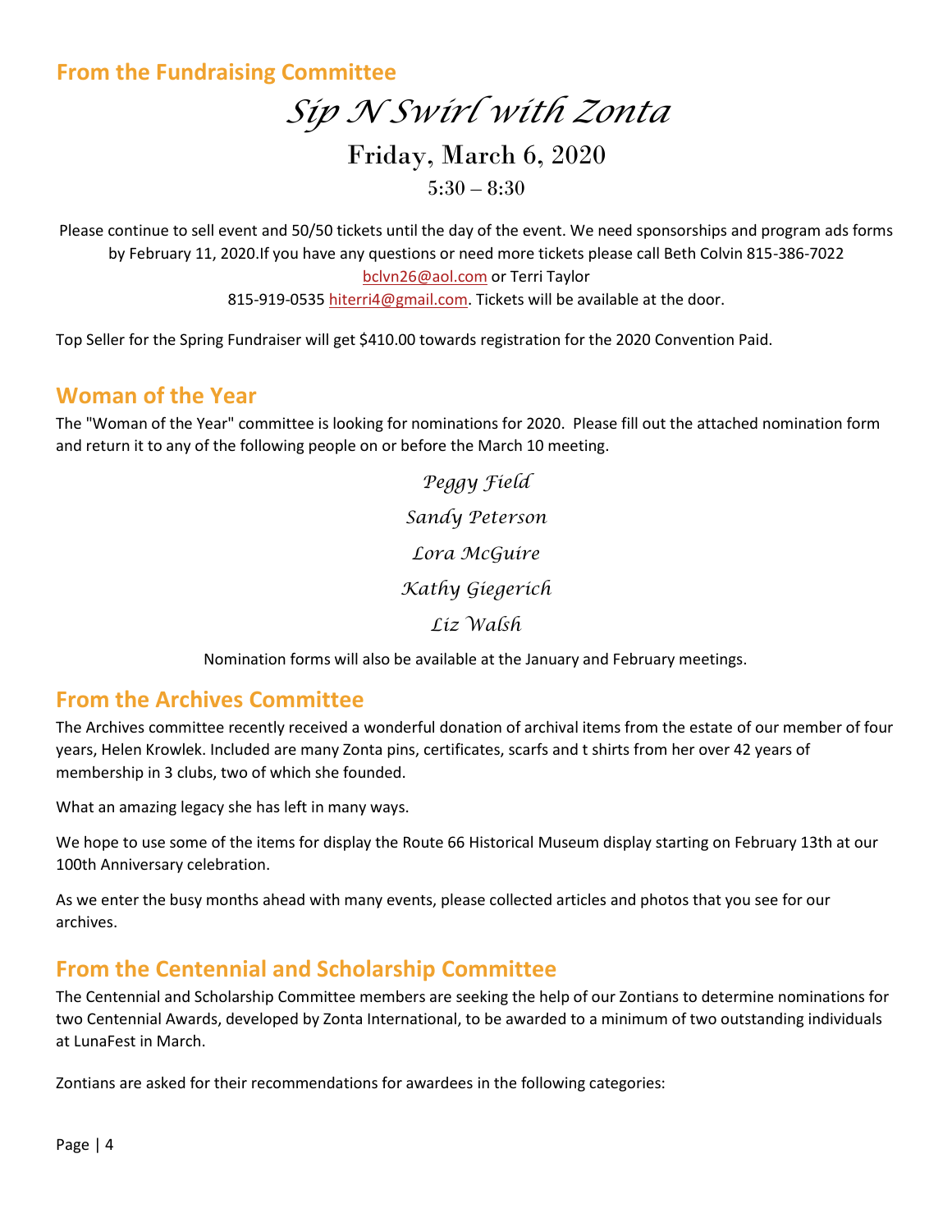## From the Fundraising Committee

# *Sip N Swirl with Zonta*

### Friday, March 6, 2020

5:30 – 8:30

Please continue to sell event and 50/50 tickets until the day of the event. We need sponsorships and program ads forms by February 11, 2020.If you have any questions or need more tickets please call Beth Colvin 815-386-7022 bclvn26@aol.com or Terri Taylor 815-919-0535 hiterri4@gmail.com. Tickets will be available at the door.

Top Seller for the Spring Fundraiser will get $410.00 towards registration for the 2020 Convention Paid.

## Woman of the Year

The "Woman of the Year" committee is looking for nominations for 2020. Please fill out the attached nomination form and return it to any of the following people on or before the March 10 meeting.

*Peggy Field*

*Sandy Peterson*

*Lora McGuire*

*Kathy Giegerich*

*Liz Walsh*

Nomination forms will also be available at the January and February meetings.

## From the Archives Committee

The Archives committee recently received a wonderful donation of archival items from the estate of our member of four years, Helen Krowlek. Included are many Zonta pins, certificates, scarfs and t shirts from her over 42 years of membership in 3 clubs, two of which she founded.

What an amazing legacy she has left in many ways.

We hope to use some of the items for display the Route 66 Historical Museum display starting on February 13th at our 100th Anniversary celebration.

As we enter the busy months ahead with many events, please collected articles and photos that you see for our archives.

## From the Centennial and Scholarship Committee

The Centennial and Scholarship Committee members are seeking the help of our Zontians to determine nominations for two Centennial Awards, developed by Zonta International, to be awarded to a minimum of two outstanding individuals at LunaFest in March.

Zontians are asked for their recommendations for awardees in the following categories: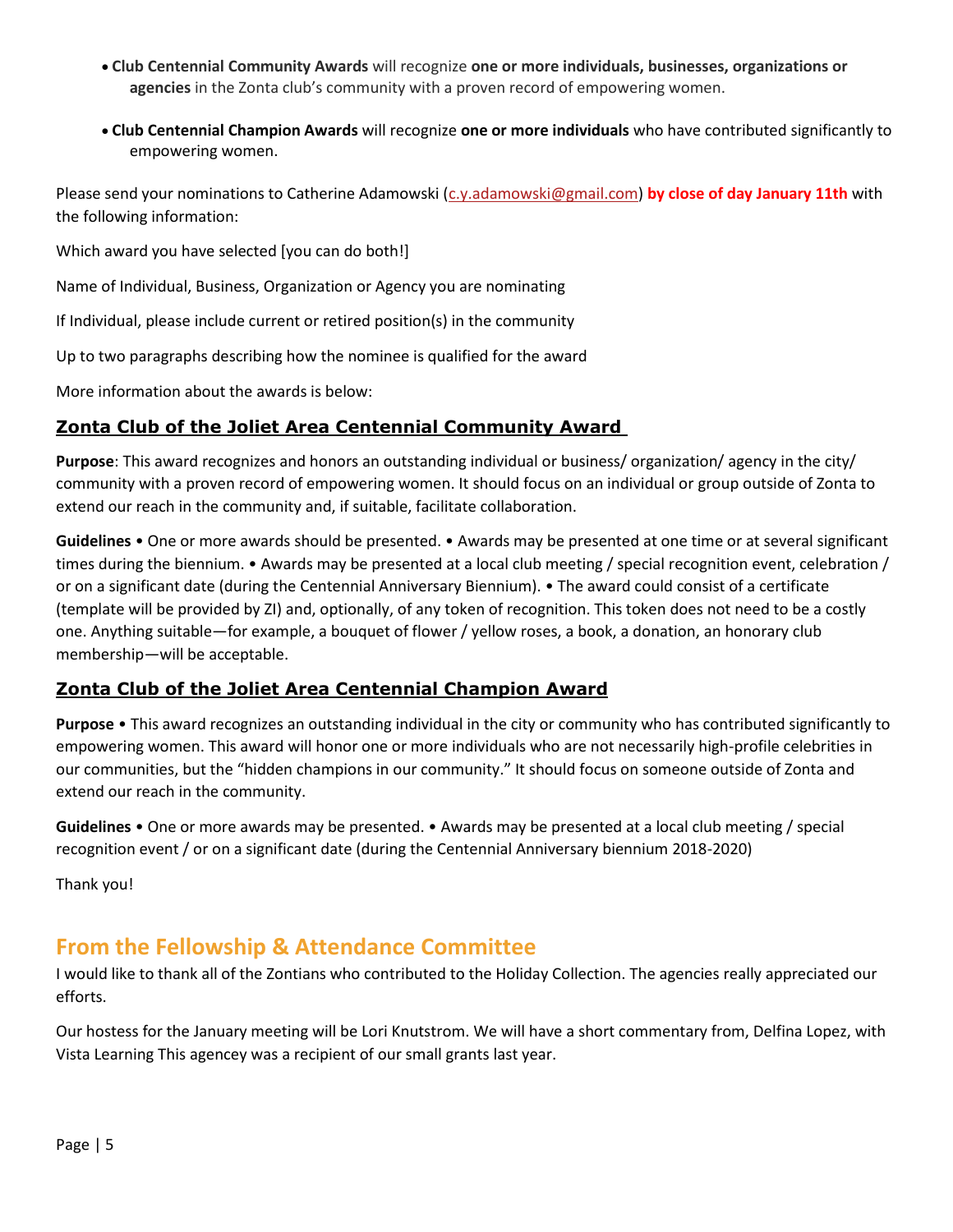- **Club Centennial Community Awards** will recognize **one or more individuals, businesses, organizations or agencies** in the Zonta club's community with a proven record of empowering women.
- **Club Centennial Champion Awards** will recognize **one or more individuals** who have contributed significantly to empowering women.

Please send your nominations to Catherine Adamowski (c.y.adamowski@gmail.com) **by close of day January 11th** with the following information:

Which award you have selected [you can do both!]

Name of Individual, Business, Organization or Agency you are nominating

If Individual, please include current or retired position(s) in the community

Up to two paragraphs describing how the nominee is qualified for the award

More information about the awards is below:

### Zonta Club of the Joliet Area Centennial Community Award

**Purpose**: This award recognizes and honors an outstanding individual or business/ organization/ agency in the city/ community with a proven record of empowering women. It should focus on an individual or group outside of Zonta to extend our reach in the community and, if suitable, facilitate collaboration.

**Guidelines** • One or more awards should be presented. • Awards may be presented at one time or at several significant times during the biennium. • Awards may be presented at a local club meeting / special recognition event, celebration / or on a significant date (during the Centennial Anniversary Biennium). • The award could consist of a certificate (template will be provided by ZI) and, optionally, of any token of recognition. This token does not need to be a costly one. Anything suitable—for example, a bouquet of flower / yellow roses, a book, a donation, an honorary club membership—will be acceptable.

### Zonta Club of the Joliet Area Centennial Champion Award

**Purpose** • This award recognizes an outstanding individual in the city or community who has contributed significantly to empowering women. This award will honor one or more individuals who are not necessarily high-profile celebrities in our communities, but the "hidden champions in our community." It should focus on someone outside of Zonta and extend our reach in the community.

**Guidelines** • One or more awards may be presented. • Awards may be presented at a local club meeting / special recognition event / or on a significant date (during the Centennial Anniversary biennium 2018-2020)

Thank you!

## From the Fellowship & Attendance Committee

I would like to thank all of the Zontians who contributed to the Holiday Collection. The agencies really appreciated our efforts.

Our hostess for the January meeting will be Lori Knutstrom. We will have a short commentary from, Delfina Lopez, with Vista Learning This agencey was a recipient of our small grants last year.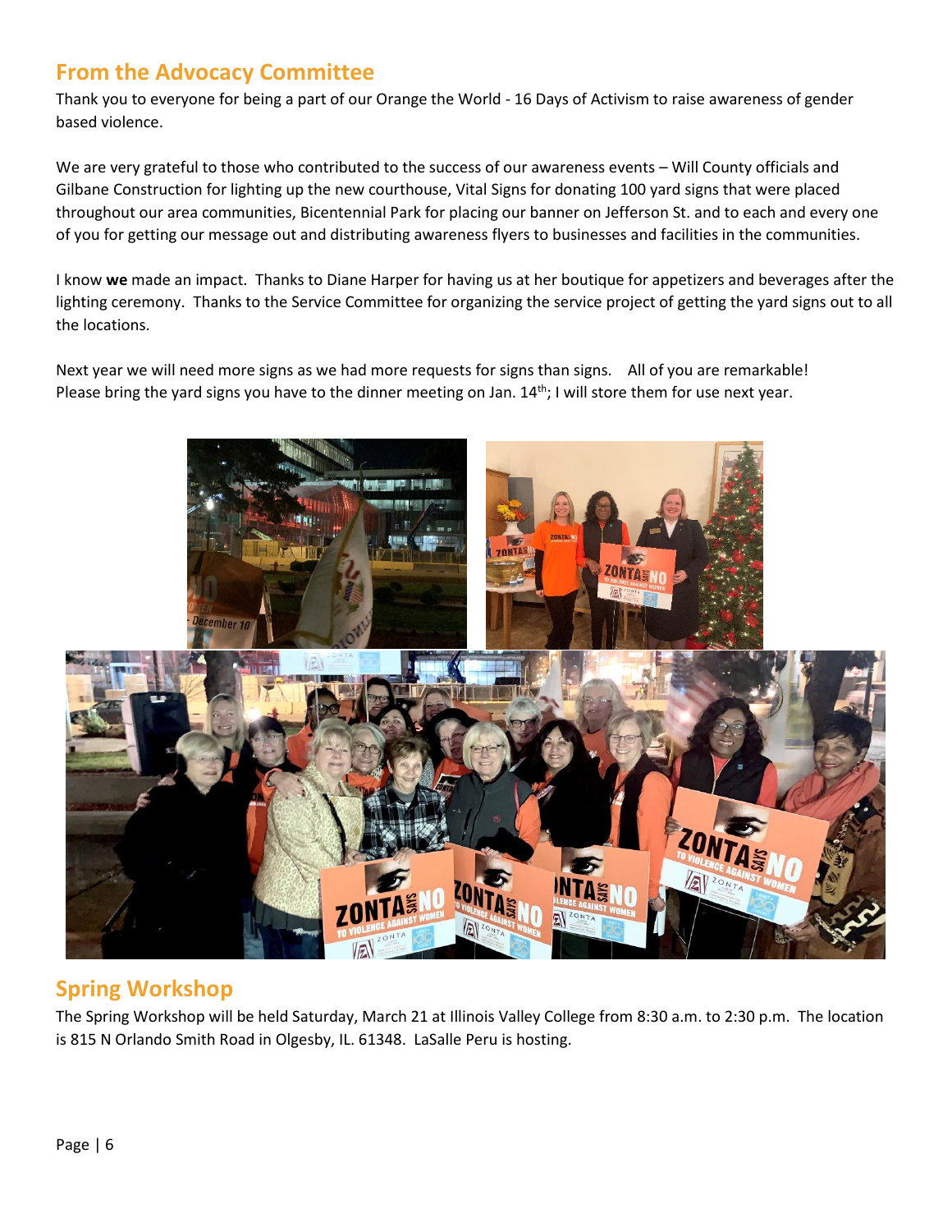## From the Advocacy Committee

Thank you to everyone for being a part of our Orange the World - 16 Days of Activism to raise awareness of gender based violence.

We are very grateful to those who contributed to the success of our awareness events – Will County officials and Gilbane Construction for lighting up the new courthouse, Vital Signs for donating 100 yard signs that were placed throughout our area communities, Bicentennial Park for placing our banner on Jefferson St. and to each and every one of you for getting our message out and distributing awareness flyers to businesses and facilities in the communities.

I know **we** made an impact. Thanks to Diane Harper for having us at her boutique for appetizers and beverages after the lighting ceremony. Thanks to the Service Committee for organizing the service project of getting the yard signs out to all the locations.

Next year we will need more signs as we had more requests for signs than signs. All of you are remarkable! Please bring the yard signs you have to the dinner meeting on Jan. 14th; I will store them for use next year.

## Spring Workshop

The Spring Workshop will be held Saturday, March 21 at Illinois Valley College from 8:30 a.m. to 2:30 p.m. The location is 815 N Orlando Smith Road in Olgesby, IL. 61348. LaSalle Peru is hosting.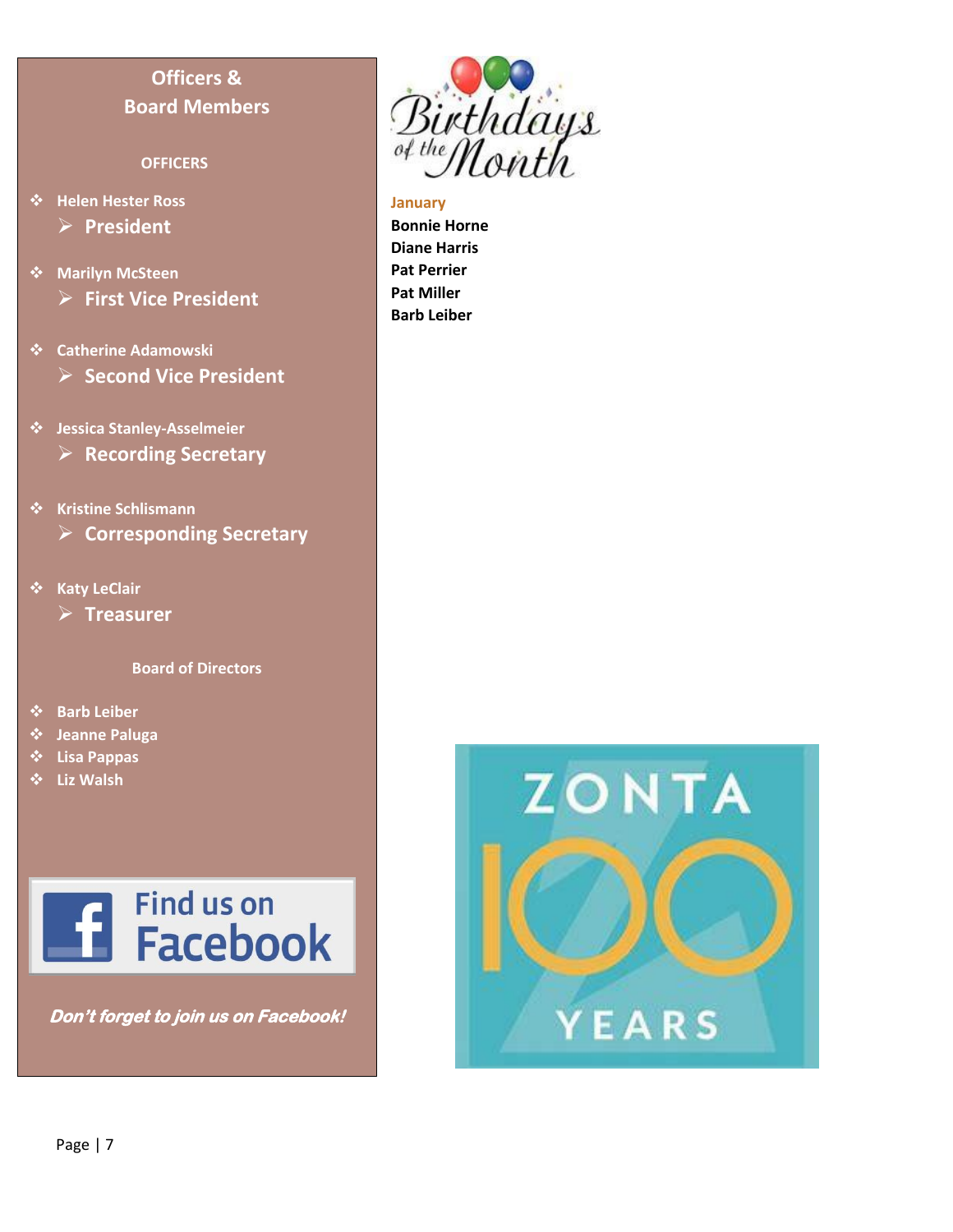## Officers & Board Members

### OFFICERS

- Helen Hester Ross
  - President
- Marilyn McSteen
  - First Vice President
- Catherine Adamowski
  - Second Vice President
- Jessica Stanley-Asselmeier
  - Recording Secretary
- Kristine Schlismann
  - Corresponding Secretary
- Katy LeClair
  - Treasurer

### Board of Directors

- Barb Leiber
- Jeanne Paluga
- Lisa Pappas
- Liz Walsh

Find us on Facebook

***Don't forget to join us on Facebook!***

## Birthdays of the Month

**January**

**Bonnie Horne**
**Diane Harris**
**Pat Perrier**
**Pat Miller**
**Barb Leiber**

ZONTA 100 YEARS